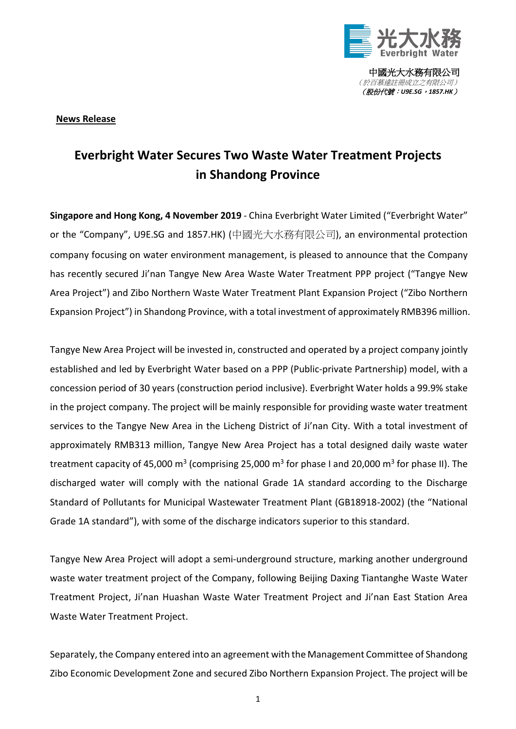中國光大水務有限公司
（於百慕達註冊成立之有限公司）
***（股份代號：U9E.SG，1857.HK）***

**News Release**

# Everbright Water Secures Two Waste Water Treatment Projects in Shandong Province

**Singapore and Hong Kong, 4 November 2019** - China Everbright Water Limited ("Everbright Water" or the "Company", U9E.SG and 1857.HK) (中國光大水務有限公司), an environmental protection company focusing on water environment management, is pleased to announce that the Company has recently secured Ji'nan Tangye New Area Waste Water Treatment PPP project ("Tangye New Area Project") and Zibo Northern Waste Water Treatment Plant Expansion Project ("Zibo Northern Expansion Project") in Shandong Province, with a total investment of approximately RMB396 million.

Tangye New Area Project will be invested in, constructed and operated by a project company jointly established and led by Everbright Water based on a PPP (Public-private Partnership) model, with a concession period of 30 years (construction period inclusive). Everbright Water holds a 99.9% stake in the project company. The project will be mainly responsible for providing waste water treatment services to the Tangye New Area in the Licheng District of Ji'nan City. With a total investment of approximately RMB313 million, Tangye New Area Project has a total designed daily waste water treatment capacity of 45,000 $m^3$ (comprising 25,000 $m^3$ for phase I and 20,000 $m^3$ for phase II). The discharged water will comply with the national Grade 1A standard according to the Discharge Standard of Pollutants for Municipal Wastewater Treatment Plant (GB18918-2002) (the "National Grade 1A standard"), with some of the discharge indicators superior to this standard.

Tangye New Area Project will adopt a semi-underground structure, marking another underground waste water treatment project of the Company, following Beijing Daxing Tiantanghe Waste Water Treatment Project, Ji'nan Huashan Waste Water Treatment Project and Ji'nan East Station Area Waste Water Treatment Project.

Separately, the Company entered into an agreement with the Management Committee of Shandong Zibo Economic Development Zone and secured Zibo Northern Expansion Project. The project will be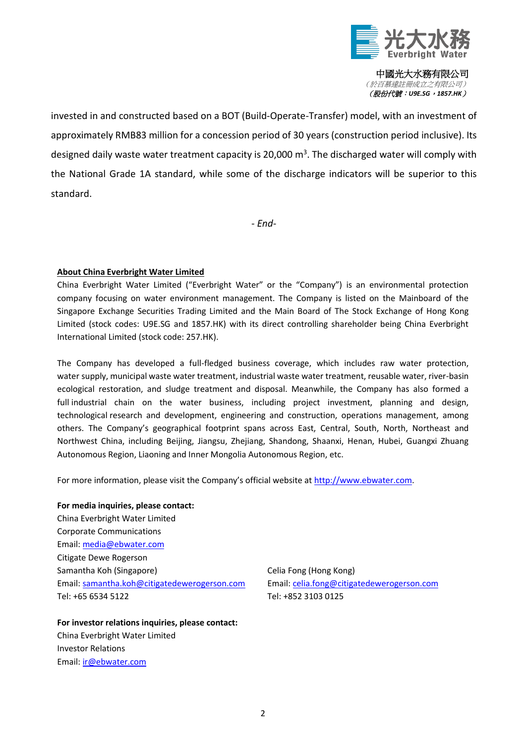invested in and constructed based on a BOT (Build-Operate-Transfer) model, with an investment of approximately RMB83 million for a concession period of 30 years (construction period inclusive). Its designed daily waste water treatment capacity is 20,000 $m^3$. The discharged water will comply with the National Grade 1A standard, while some of the discharge indicators will be superior to this standard.

*- End-*

**About China Everbright Water Limited**

China Everbright Water Limited ("Everbright Water" or the "Company") is an environmental protection company focusing on water environment management. The Company is listed on the Mainboard of the Singapore Exchange Securities Trading Limited and the Main Board of The Stock Exchange of Hong Kong Limited (stock codes: U9E.SG and 1857.HK) with its direct controlling shareholder being China Everbright International Limited (stock code: 257.HK).

The Company has developed a full-fledged business coverage, which includes raw water protection, water supply, municipal waste water treatment, industrial waste water treatment, reusable water, river-basin ecological restoration, and sludge treatment and disposal. Meanwhile, the Company has also formed a full industrial chain on the water business, including project investment, planning and design, technological research and development, engineering and construction, operations management, among others. The Company's geographical footprint spans across East, Central, South, North, Northeast and Northwest China, including Beijing, Jiangsu, Zhejiang, Shandong, Shaanxi, Henan, Hubei, Guangxi Zhuang Autonomous Region, Liaoning and Inner Mongolia Autonomous Region, etc.

For more information, please visit the Company's official website at http://www.ebwater.com.

**For media inquiries, please contact:**

China Everbright Water Limited
Corporate Communications
Email: media@ebwater.com

Citigate Dewe Rogerson

Samantha Koh (Singapore)
Email: samantha.koh@citigatedewerogerson.com
Tel: +65 6534 5122

Celia Fong (Hong Kong)
Email: celia.fong@citigatedewerogerson.com
Tel: +852 3103 0125

**For investor relations inquiries, please contact:**

China Everbright Water Limited
Investor Relations
Email: ir@ebwater.com